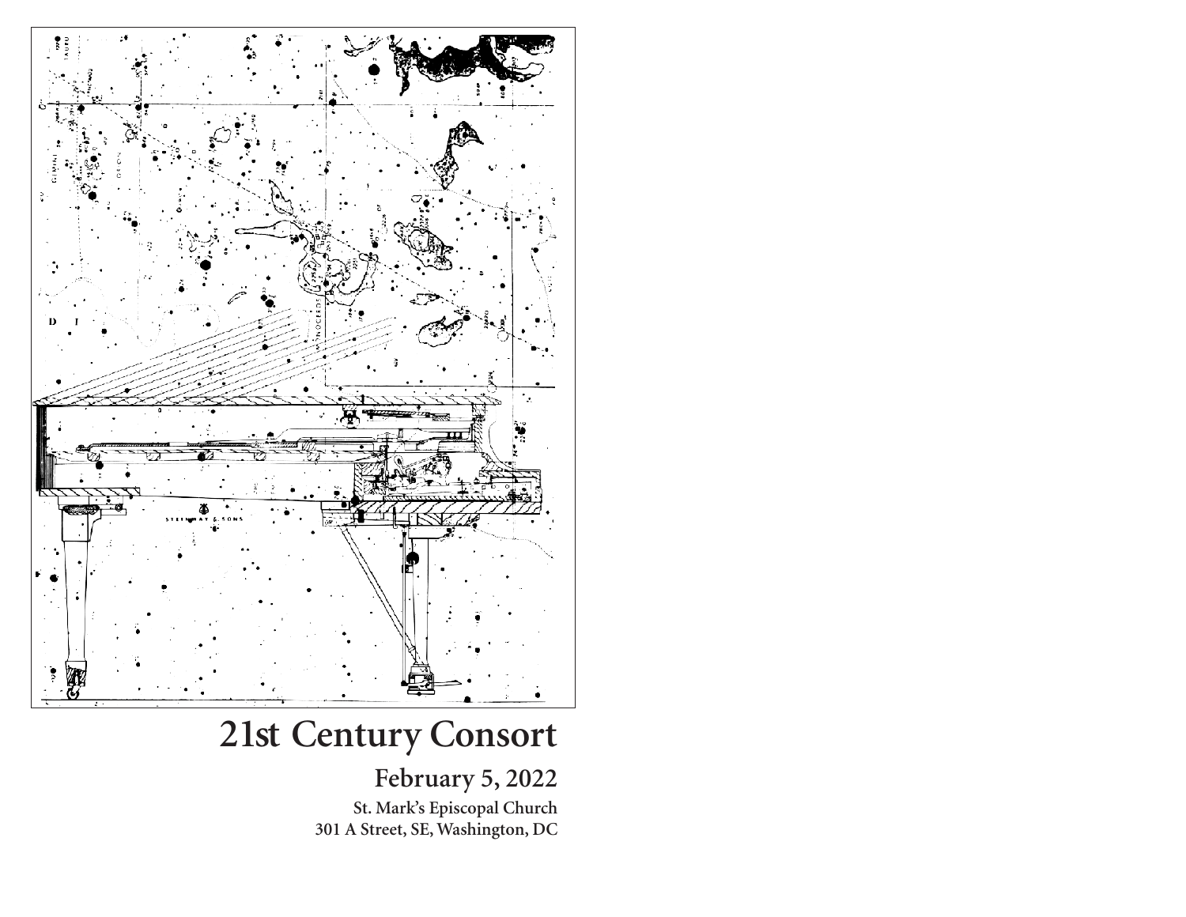# 21st Century Consort

## February 5, 2022

**St. Mark's Episcopal Church**
**301 A Street, SE, Washington, DC**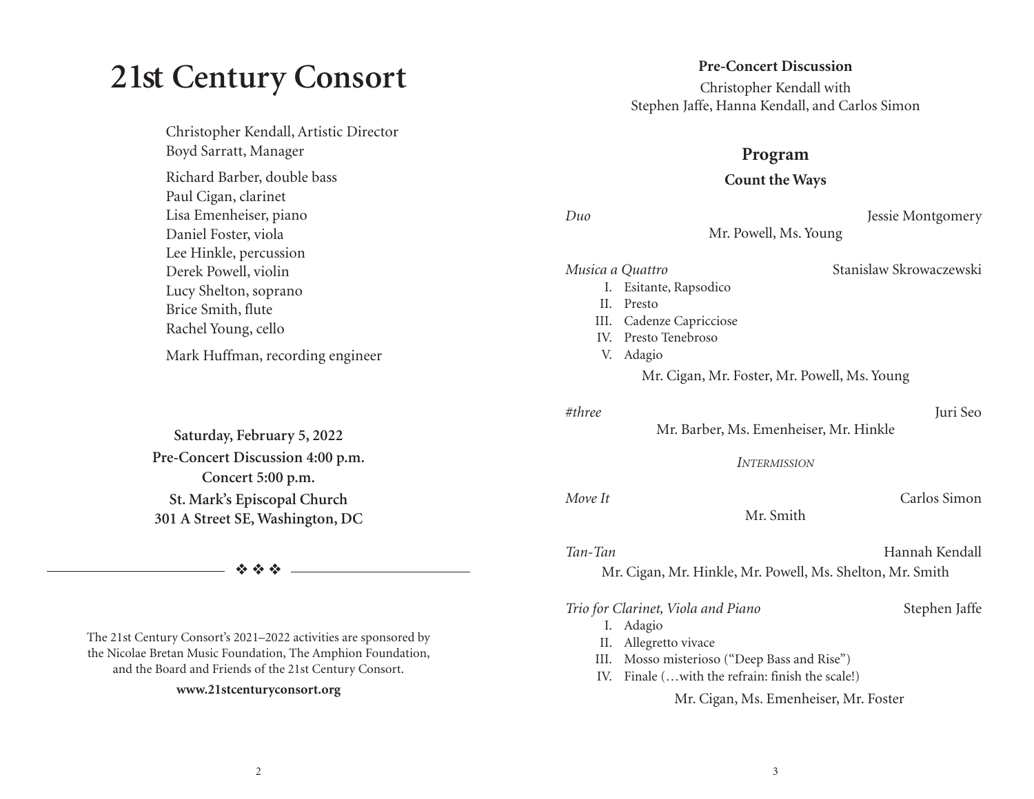# 21st Century Consort

Christopher Kendall, Artistic Director
Boyd Sarratt, Manager

Richard Barber, double bass
Paul Cigan, clarinet
Lisa Emenheiser, piano
Daniel Foster, viola
Lee Hinkle, percussion
Derek Powell, violin
Lucy Shelton, soprano
Brice Smith, flute
Rachel Young, cello

Mark Huffman, recording engineer

**Saturday, February 5, 2022**
**Pre-Concert Discussion 4:00 p.m.**
**Concert 5:00 p.m.**
**St. Mark's Episcopal Church**
**301 A Street SE, Washington, DC**

❖ ❖ ❖

The 21st Century Consort's 2021–2022 activities are sponsored by the Nicolae Bretan Music Foundation, The Amphion Foundation, and the Board and Friends of the 21st Century Consort.

**www.21stcenturyconsort.org**

**Pre-Concert Discussion**

Christopher Kendall with
Stephen Jaffe, Hanna Kendall, and Carlos Simon

## Program

### Count the Ways

*Duo* — Jessie Montgomery
Mr. Powell, Ms. Young

*Musica a Quattro* — Stanislaw Skrowaczewski
I. Esitante, Rapsodico
II. Presto
III. Cadenze Capricciose
IV. Presto Tenebroso
V. Adagio

Mr. Cigan, Mr. Foster, Mr. Powell, Ms. Young

*#three* — Juri Seo
Mr. Barber, Ms. Emenheiser, Mr. Hinkle

*Intermission*

*Move It* — Carlos Simon
Mr. Smith

*Tan-Tan* — Hannah Kendall
Mr. Cigan, Mr. Hinkle, Mr. Powell, Ms. Shelton, Mr. Smith

*Trio for Clarinet, Viola and Piano* — Stephen Jaffe
I. Adagio
II. Allegretto vivace
III. Mosso misterioso ("Deep Bass and Rise")
IV. Finale (…with the refrain: finish the scale!)

Mr. Cigan, Ms. Emenheiser, Mr. Foster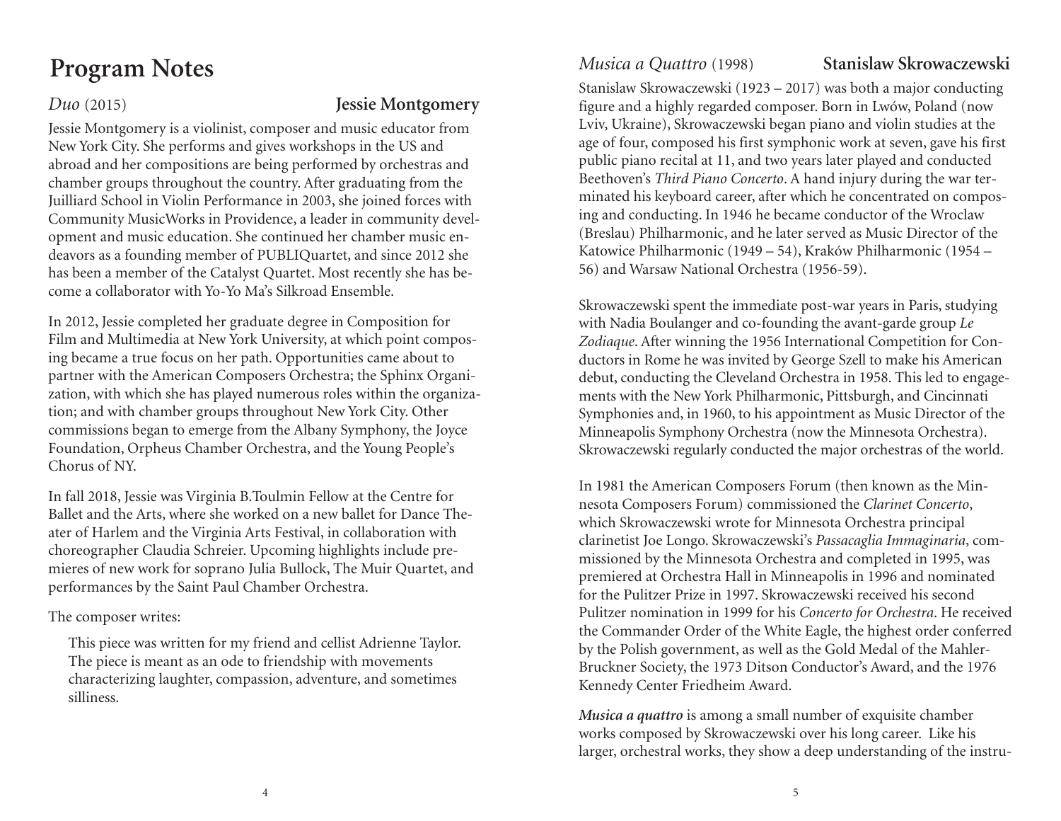# Program Notes

## *Duo* (2015) — Jessie Montgomery

Jessie Montgomery is a violinist, composer and music educator from New York City. She performs and gives workshops in the US and abroad and her compositions are being performed by orchestras and chamber groups throughout the country. After graduating from the Juilliard School in Violin Performance in 2003, she joined forces with Community MusicWorks in Providence, a leader in community development and music education. She continued her chamber music endeavors as a founding member of PUBLIQuartet, and since 2012 she has been a member of the Catalyst Quartet. Most recently she has become a collaborator with Yo-Yo Ma's Silkroad Ensemble.

In 2012, Jessie completed her graduate degree in Composition for Film and Multimedia at New York University, at which point composing became a true focus on her path. Opportunities came about to partner with the American Composers Orchestra; the Sphinx Organization, with which she has played numerous roles within the organization; and with chamber groups throughout New York City. Other commissions began to emerge from the Albany Symphony, the Joyce Foundation, Orpheus Chamber Orchestra, and the Young People's Chorus of NY.

In fall 2018, Jessie was Virginia B.Toulmin Fellow at the Centre for Ballet and the Arts, where she worked on a new ballet for Dance Theater of Harlem and the Virginia Arts Festival, in collaboration with choreographer Claudia Schreier. Upcoming highlights include premieres of new work for soprano Julia Bullock, The Muir Quartet, and performances by the Saint Paul Chamber Orchestra.

The composer writes:

> This piece was written for my friend and cellist Adrienne Taylor. The piece is meant as an ode to friendship with movements characterizing laughter, compassion, adventure, and sometimes silliness.

## *Musica a Quattro* (1998) — Stanislaw Skrowaczewski

Stanislaw Skrowaczewski (1923 – 2017) was both a major conducting figure and a highly regarded composer. Born in Lwów, Poland (now Lviv, Ukraine), Skrowaczewski began piano and violin studies at the age of four, composed his first symphonic work at seven, gave his first public piano recital at 11, and two years later played and conducted Beethoven's *Third Piano Concerto*. A hand injury during the war terminated his keyboard career, after which he concentrated on composing and conducting. In 1946 he became conductor of the Wroclaw (Breslau) Philharmonic, and he later served as Music Director of the Katowice Philharmonic (1949 – 54), Kraków Philharmonic (1954 – 56) and Warsaw National Orchestra (1956-59).

Skrowaczewski spent the immediate post-war years in Paris, studying with Nadia Boulanger and co-founding the avant-garde group *Le Zodiaque*. After winning the 1956 International Competition for Conductors in Rome he was invited by George Szell to make his American debut, conducting the Cleveland Orchestra in 1958. This led to engagements with the New York Philharmonic, Pittsburgh, and Cincinnati Symphonies and, in 1960, to his appointment as Music Director of the Minneapolis Symphony Orchestra (now the Minnesota Orchestra). Skrowaczewski regularly conducted the major orchestras of the world.

In 1981 the American Composers Forum (then known as the Minnesota Composers Forum) commissioned the *Clarinet Concerto*, which Skrowaczewski wrote for Minnesota Orchestra principal clarinetist Joe Longo. Skrowaczewski's *Passacaglia Immaginaria*, commissioned by the Minnesota Orchestra and completed in 1995, was premiered at Orchestra Hall in Minneapolis in 1996 and nominated for the Pulitzer Prize in 1997. Skrowaczewski received his second Pulitzer nomination in 1999 for his *Concerto for Orchestra*. He received the Commander Order of the White Eagle, the highest order conferred by the Polish government, as well as the Gold Medal of the Mahler-Bruckner Society, the 1973 Ditson Conductor's Award, and the 1976 Kennedy Center Friedheim Award.

***Musica a quattro*** is among a small number of exquisite chamber works composed by Skrowaczewski over his long career. Like his larger, orchestral works, they show a deep understanding of the instru-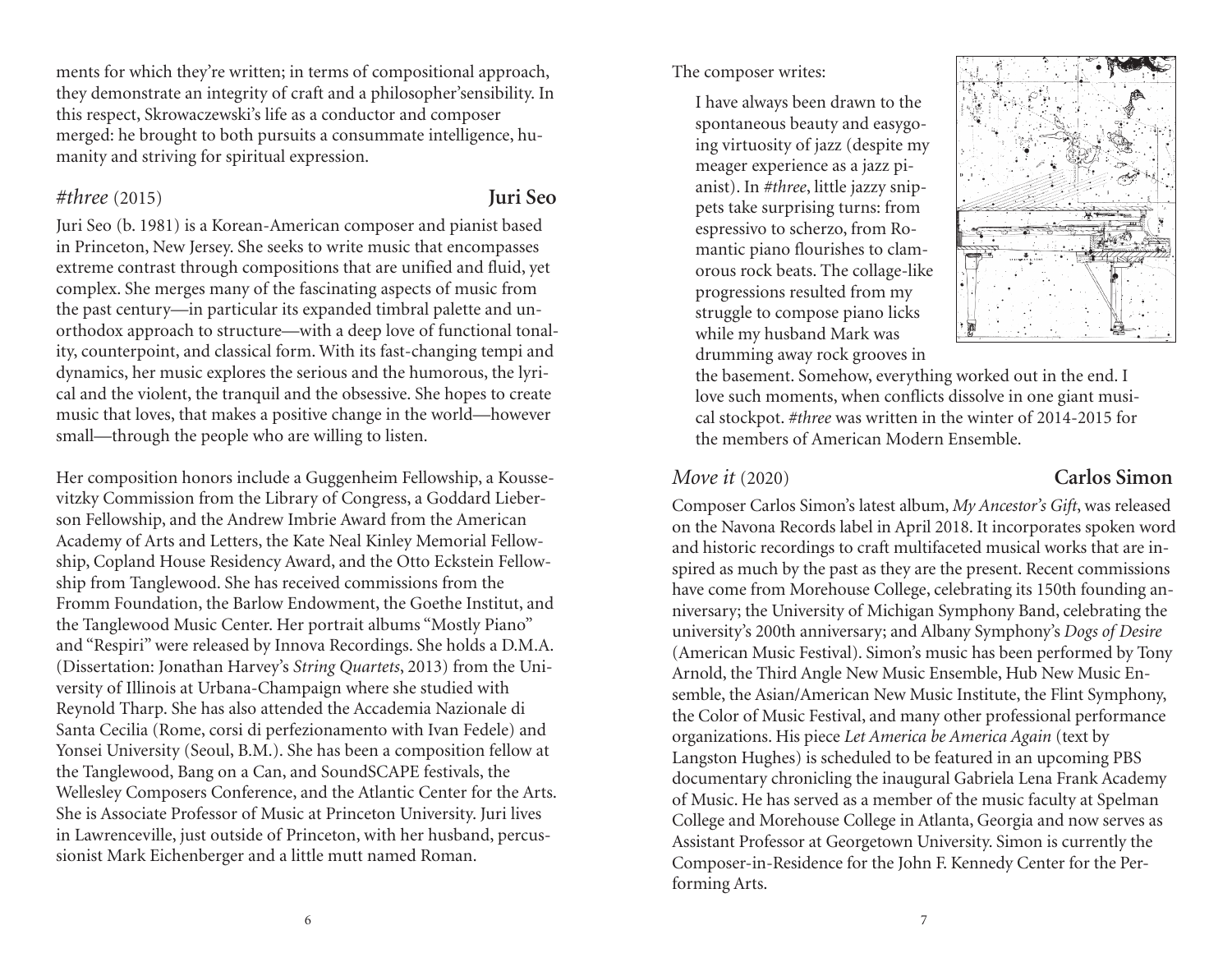ments for which they're written; in terms of compositional approach, they demonstrate an integrity of craft and a philosopher'sensibility. In this respect, Skrowaczewski's life as a conductor and composer merged: he brought to both pursuits a consummate intelligence, humanity and striving for spiritual expression.

## *#three* (2015) — **Juri Seo**

Juri Seo (b. 1981) is a Korean-American composer and pianist based in Princeton, New Jersey. She seeks to write music that encompasses extreme contrast through compositions that are unified and fluid, yet complex. She merges many of the fascinating aspects of music from the past century—in particular its expanded timbral palette and unorthodox approach to structure—with a deep love of functional tonality, counterpoint, and classical form. With its fast-changing tempi and dynamics, her music explores the serious and the humorous, the lyrical and the violent, the tranquil and the obsessive. She hopes to create music that loves, that makes a positive change in the world—however small—through the people who are willing to listen.

Her composition honors include a Guggenheim Fellowship, a Koussevitzky Commission from the Library of Congress, a Goddard Lieberson Fellowship, and the Andrew Imbrie Award from the American Academy of Arts and Letters, the Kate Neal Kinley Memorial Fellowship, Copland House Residency Award, and the Otto Eckstein Fellowship from Tanglewood. She has received commissions from the Fromm Foundation, the Barlow Endowment, the Goethe Institut, and the Tanglewood Music Center. Her portrait albums "Mostly Piano" and "Respiri" were released by Innova Recordings. She holds a D.M.A. (Dissertation: Jonathan Harvey's *String Quartets*, 2013) from the University of Illinois at Urbana-Champaign where she studied with Reynold Tharp. She has also attended the Accademia Nazionale di Santa Cecilia (Rome, corsi di perfezionamento with Ivan Fedele) and Yonsei University (Seoul, B.M.). She has been a composition fellow at the Tanglewood, Bang on a Can, and SoundSCAPE festivals, the Wellesley Composers Conference, and the Atlantic Center for the Arts. She is Associate Professor of Music at Princeton University. Juri lives in Lawrenceville, just outside of Princeton, with her husband, percussionist Mark Eichenberger and a little mutt named Roman.

The composer writes:

> I have always been drawn to the spontaneous beauty and easygoing virtuosity of jazz (despite my meager experience as a jazz pianist). In *#three*, little jazzy snippets take surprising turns: from espressivo to scherzo, from Romantic piano flourishes to clamorous rock beats. The collage-like progressions resulted from my struggle to compose piano licks while my husband Mark was drumming away rock grooves in the basement. Somehow, everything worked out in the end. I love such moments, when conflicts dissolve in one giant musical stockpot. *#three* was written in the winter of 2014-2015 for the members of American Modern Ensemble.

## *Move it* (2020) — **Carlos Simon**

Composer Carlos Simon's latest album, *My Ancestor's Gift*, was released on the Navona Records label in April 2018. It incorporates spoken word and historic recordings to craft multifaceted musical works that are inspired as much by the past as they are the present. Recent commissions have come from Morehouse College, celebrating its 150th founding anniversary; the University of Michigan Symphony Band, celebrating the university's 200th anniversary; and Albany Symphony's *Dogs of Desire* (American Music Festival). Simon's music has been performed by Tony Arnold, the Third Angle New Music Ensemble, Hub New Music Ensemble, the Asian/American New Music Institute, the Flint Symphony, the Color of Music Festival, and many other professional performance organizations. His piece *Let America be America Again* (text by Langston Hughes) is scheduled to be featured in an upcoming PBS documentary chronicling the inaugural Gabriela Lena Frank Academy of Music. He has served as a member of the music faculty at Spelman College and Morehouse College in Atlanta, Georgia and now serves as Assistant Professor at Georgetown University. Simon is currently the Composer-in-Residence for the John F. Kennedy Center for the Performing Arts.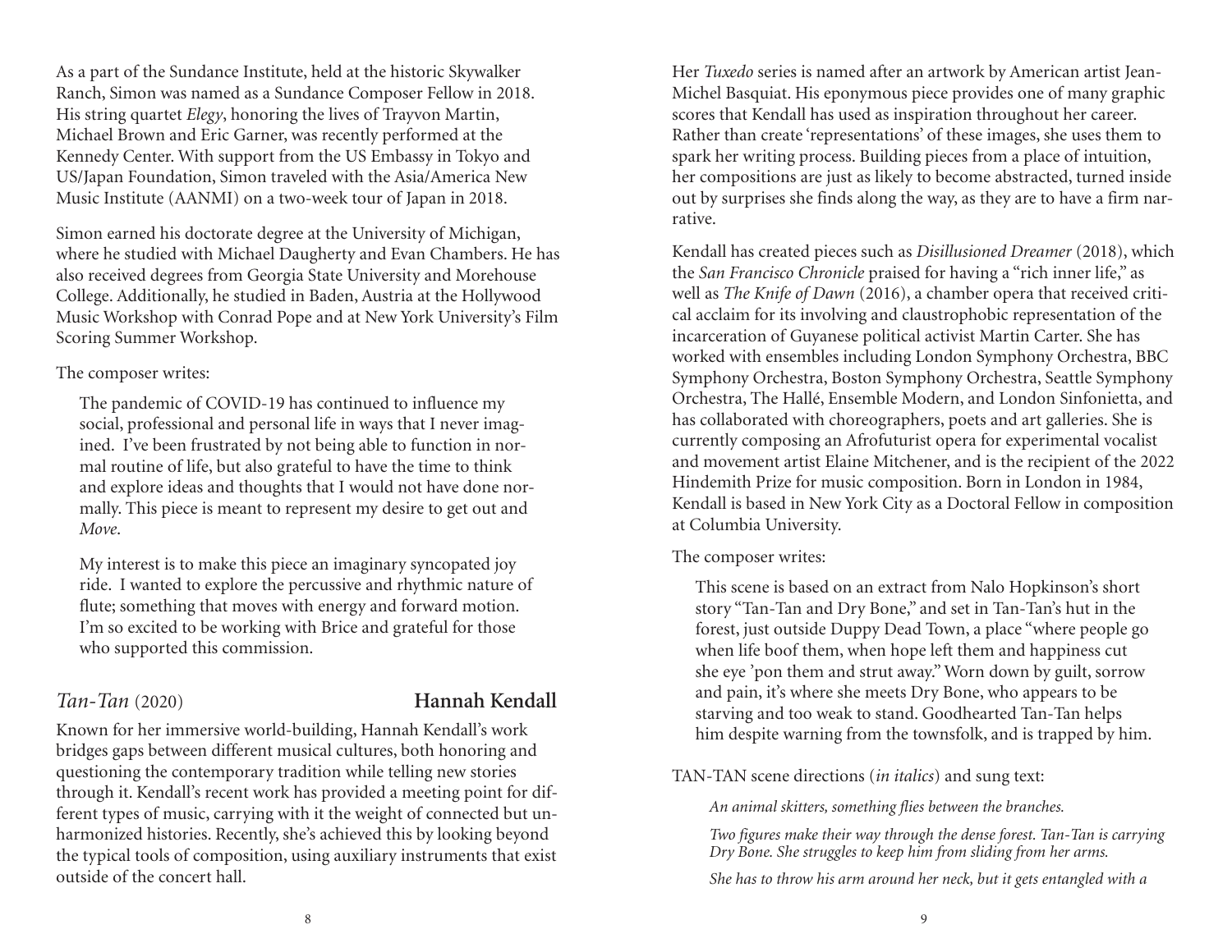As a part of the Sundance Institute, held at the historic Skywalker Ranch, Simon was named as a Sundance Composer Fellow in 2018. His string quartet *Elegy*, honoring the lives of Trayvon Martin, Michael Brown and Eric Garner, was recently performed at the Kennedy Center. With support from the US Embassy in Tokyo and US/Japan Foundation, Simon traveled with the Asia/America New Music Institute (AANMI) on a two-week tour of Japan in 2018.

Simon earned his doctorate degree at the University of Michigan, where he studied with Michael Daugherty and Evan Chambers. He has also received degrees from Georgia State University and Morehouse College. Additionally, he studied in Baden, Austria at the Hollywood Music Workshop with Conrad Pope and at New York University's Film Scoring Summer Workshop.

The composer writes:

> The pandemic of COVID-19 has continued to influence my social, professional and personal life in ways that I never imagined. I've been frustrated by not being able to function in normal routine of life, but also grateful to have the time to think and explore ideas and thoughts that I would not have done normally. This piece is meant to represent my desire to get out and *Move*.
>
> My interest is to make this piece an imaginary syncopated joy ride. I wanted to explore the percussive and rhythmic nature of flute; something that moves with energy and forward motion. I'm so excited to be working with Brice and grateful for those who supported this commission.

## *Tan-Tan* (2020) — **Hannah Kendall**

Known for her immersive world-building, Hannah Kendall's work bridges gaps between different musical cultures, both honoring and questioning the contemporary tradition while telling new stories through it. Kendall's recent work has provided a meeting point for different types of music, carrying with it the weight of connected but unharmonized histories. Recently, she's achieved this by looking beyond the typical tools of composition, using auxiliary instruments that exist outside of the concert hall.

Her *Tuxedo* series is named after an artwork by American artist Jean-Michel Basquiat. His eponymous piece provides one of many graphic scores that Kendall has used as inspiration throughout her career. Rather than create 'representations' of these images, she uses them to spark her writing process. Building pieces from a place of intuition, her compositions are just as likely to become abstracted, turned inside out by surprises she finds along the way, as they are to have a firm narrative.

Kendall has created pieces such as *Disillusioned Dreamer* (2018), which the *San Francisco Chronicle* praised for having a "rich inner life," as well as *The Knife of Dawn* (2016), a chamber opera that received critical acclaim for its involving and claustrophobic representation of the incarceration of Guyanese political activist Martin Carter. She has worked with ensembles including London Symphony Orchestra, BBC Symphony Orchestra, Boston Symphony Orchestra, Seattle Symphony Orchestra, The Hallé, Ensemble Modern, and London Sinfonietta, and has collaborated with choreographers, poets and art galleries. She is currently composing an Afrofuturist opera for experimental vocalist and movement artist Elaine Mitchener, and is the recipient of the 2022 Hindemith Prize for music composition. Born in London in 1984, Kendall is based in New York City as a Doctoral Fellow in composition at Columbia University.

The composer writes:

> This scene is based on an extract from Nalo Hopkinson's short story "Tan-Tan and Dry Bone," and set in Tan-Tan's hut in the forest, just outside Duppy Dead Town, a place "where people go when life boof them, when hope left them and happiness cut she eye 'pon them and strut away." Worn down by guilt, sorrow and pain, it's where she meets Dry Bone, who appears to be starving and too weak to stand. Goodhearted Tan-Tan helps him despite warning from the townsfolk, and is trapped by him.

TAN-TAN scene directions (*in italics*) and sung text:

> *An animal skitters, something flies between the branches.*
>
> *Two figures make their way through the dense forest. Tan-Tan is carrying Dry Bone. She struggles to keep him from sliding from her arms.*
>
> *She has to throw his arm around her neck, but it gets entangled with a*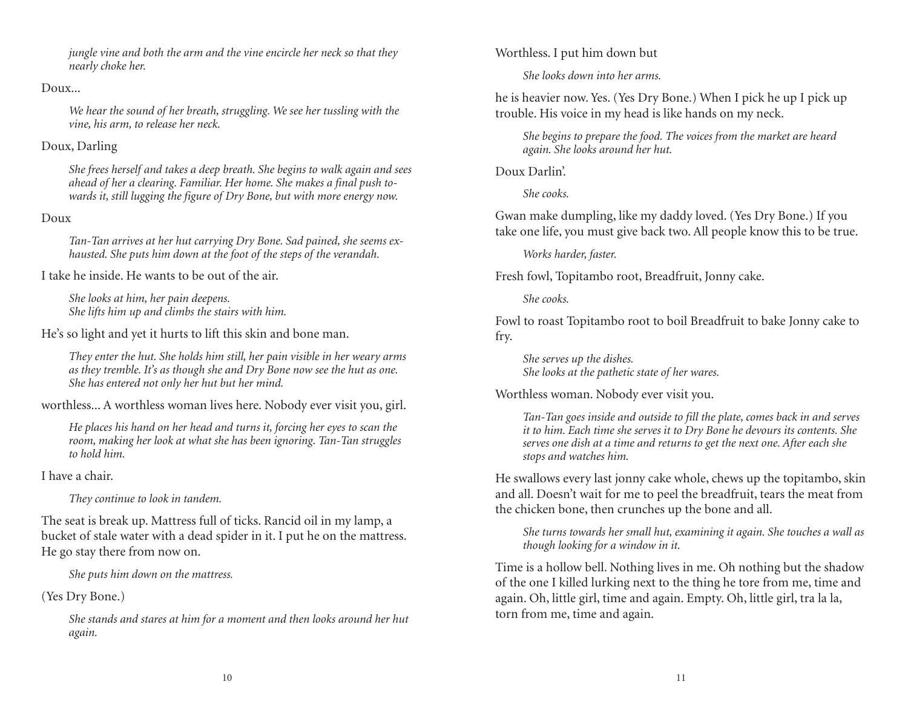*jungle vine and both the arm and the vine encircle her neck so that they nearly choke her.*

Doux...

*We hear the sound of her breath, struggling. We see her tussling with the vine, his arm, to release her neck.*

Doux, Darling

*She frees herself and takes a deep breath. She begins to walk again and sees ahead of her a clearing. Familiar. Her home. She makes a final push towards it, still lugging the figure of Dry Bone, but with more energy now.*

Doux

*Tan-Tan arrives at her hut carrying Dry Bone. Sad pained, she seems exhausted. She puts him down at the foot of the steps of the verandah.*

I take he inside. He wants to be out of the air.

*She looks at him, her pain deepens.*
*She lifts him up and climbs the stairs with him.*

He's so light and yet it hurts to lift this skin and bone man.

*They enter the hut. She holds him still, her pain visible in her weary arms as they tremble. It's as though she and Dry Bone now see the hut as one. She has entered not only her hut but her mind.*

worthless... A worthless woman lives here. Nobody ever visit you, girl.

*He places his hand on her head and turns it, forcing her eyes to scan the room, making her look at what she has been ignoring. Tan-Tan struggles to hold him.*

I have a chair.

*They continue to look in tandem.*

The seat is break up. Mattress full of ticks. Rancid oil in my lamp, a bucket of stale water with a dead spider in it. I put he on the mattress. He go stay there from now on.

*She puts him down on the mattress.*

(Yes Dry Bone.)

*She stands and stares at him for a moment and then looks around her hut again.*

Worthless. I put him down but

*She looks down into her arms.*

he is heavier now. Yes. (Yes Dry Bone.) When I pick he up I pick up trouble. His voice in my head is like hands on my neck.

*She begins to prepare the food. The voices from the market are heard again. She looks around her hut.*

Doux Darlin'.

*She cooks.*

Gwan make dumpling, like my daddy loved. (Yes Dry Bone.) If you take one life, you must give back two. All people know this to be true.

*Works harder, faster.*

Fresh fowl, Topitambo root, Breadfruit, Jonny cake.

*She cooks.*

Fowl to roast Topitambo root to boil Breadfruit to bake Jonny cake to fry.

*She serves up the dishes.*
*She looks at the pathetic state of her wares.*

Worthless woman. Nobody ever visit you.

*Tan-Tan goes inside and outside to fill the plate, comes back in and serves it to him. Each time she serves it to Dry Bone he devours its contents. She serves one dish at a time and returns to get the next one. After each she stops and watches him.*

He swallows every last jonny cake whole, chews up the topitambo, skin and all. Doesn't wait for me to peel the breadfruit, tears the meat from the chicken bone, then crunches up the bone and all.

*She turns towards her small hut, examining it again. She touches a wall as though looking for a window in it.*

Time is a hollow bell. Nothing lives in me. Oh nothing but the shadow of the one I killed lurking next to the thing he tore from me, time and again. Oh, little girl, time and again. Empty. Oh, little girl, tra la la, torn from me, time and again.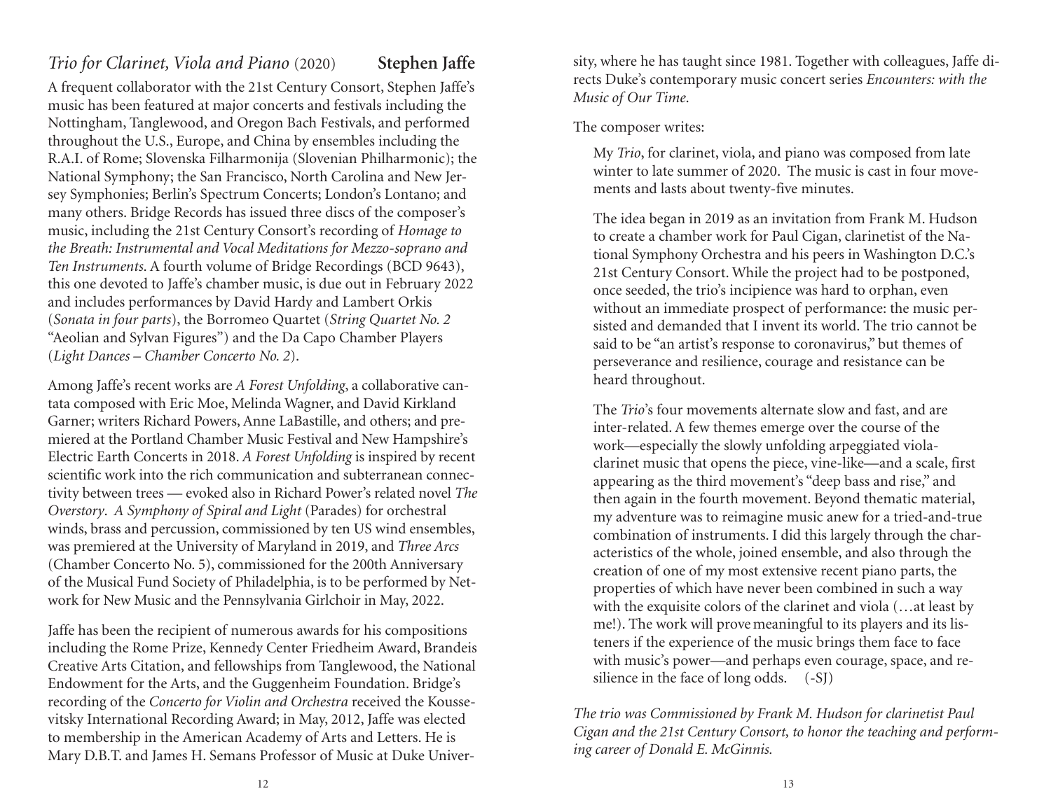## *Trio for Clarinet, Viola and Piano* (2020) **Stephen Jaffe**

A frequent collaborator with the 21st Century Consort, Stephen Jaffe's music has been featured at major concerts and festivals including the Nottingham, Tanglewood, and Oregon Bach Festivals, and performed throughout the U.S., Europe, and China by ensembles including the R.A.I. of Rome; Slovenska Filharmonija (Slovenian Philharmonic); the National Symphony; the San Francisco, North Carolina and New Jersey Symphonies; Berlin's Spectrum Concerts; London's Lontano; and many others. Bridge Records has issued three discs of the composer's music, including the 21st Century Consort's recording of *Homage to the Breath: Instrumental and Vocal Meditations for Mezzo-soprano and Ten Instruments*. A fourth volume of Bridge Recordings (BCD 9643), this one devoted to Jaffe's chamber music, is due out in February 2022 and includes performances by David Hardy and Lambert Orkis (*Sonata in four parts*), the Borromeo Quartet (*String Quartet No. 2* "Aeolian and Sylvan Figures") and the Da Capo Chamber Players (*Light Dances – Chamber Concerto No. 2*).

Among Jaffe's recent works are *A Forest Unfolding*, a collaborative cantata composed with Eric Moe, Melinda Wagner, and David Kirkland Garner; writers Richard Powers, Anne LaBastille, and others; and premiered at the Portland Chamber Music Festival and New Hampshire's Electric Earth Concerts in 2018. *A Forest Unfolding* is inspired by recent scientific work into the rich communication and subterranean connectivity between trees — evoked also in Richard Power's related novel *The Overstory*. *A Symphony of Spiral and Light* (Parades) for orchestral winds, brass and percussion, commissioned by ten US wind ensembles, was premiered at the University of Maryland in 2019, and *Three Arcs* (Chamber Concerto No. 5), commissioned for the 200th Anniversary of the Musical Fund Society of Philadelphia, is to be performed by Network for New Music and the Pennsylvania Girlchoir in May, 2022.

Jaffe has been the recipient of numerous awards for his compositions including the Rome Prize, Kennedy Center Friedheim Award, Brandeis Creative Arts Citation, and fellowships from Tanglewood, the National Endowment for the Arts, and the Guggenheim Foundation. Bridge's recording of the *Concerto for Violin and Orchestra* received the Koussevitsky International Recording Award; in May, 2012, Jaffe was elected to membership in the American Academy of Arts and Letters. He is Mary D.B.T. and James H. Semans Professor of Music at Duke University, where he has taught since 1981. Together with colleagues, Jaffe directs Duke's contemporary music concert series *Encounters: with the Music of Our Time*.

The composer writes:

> My *Trio*, for clarinet, viola, and piano was composed from late winter to late summer of 2020. The music is cast in four movements and lasts about twenty-five minutes.
>
> The idea began in 2019 as an invitation from Frank M. Hudson to create a chamber work for Paul Cigan, clarinetist of the National Symphony Orchestra and his peers in Washington D.C.'s 21st Century Consort. While the project had to be postponed, once seeded, the trio's incipience was hard to orphan, even without an immediate prospect of performance: the music persisted and demanded that I invent its world. The trio cannot be said to be "an artist's response to coronavirus," but themes of perseverance and resilience, courage and resistance can be heard throughout.
>
> The *Trio*'s four movements alternate slow and fast, and are inter-related. A few themes emerge over the course of the work—especially the slowly unfolding arpeggiated viola-clarinet music that opens the piece, vine-like—and a scale, first appearing as the third movement's "deep bass and rise," and then again in the fourth movement. Beyond thematic material, my adventure was to reimagine music anew for a tried-and-true combination of instruments. I did this largely through the characteristics of the whole, joined ensemble, and also through the creation of one of my most extensive recent piano parts, the properties of which have never been combined in such a way with the exquisite colors of the clarinet and viola (…at least by me!). The work will prove meaningful to its players and its listeners if the experience of the music brings them face to face with music's power—and perhaps even courage, space, and resilience in the face of long odds. (-SJ)

*The trio was Commissioned by Frank M. Hudson for clarinetist Paul Cigan and the 21st Century Consort, to honor the teaching and performing career of Donald E. McGinnis.*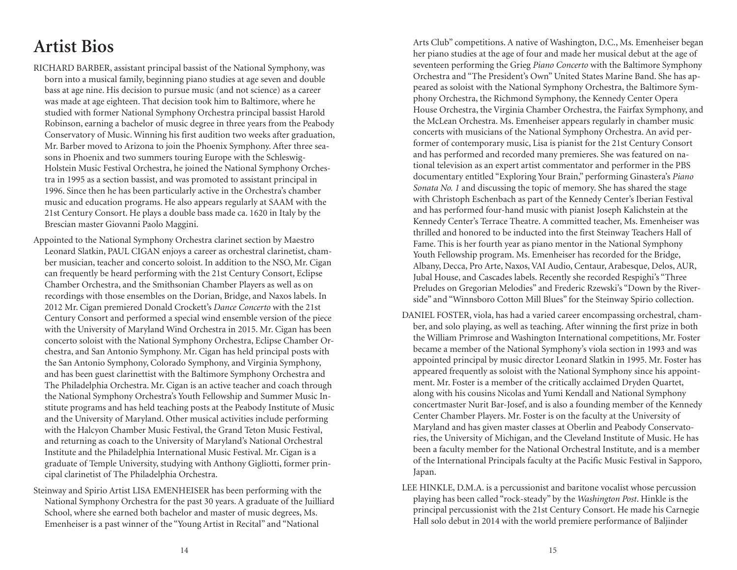# Artist Bios

RICHARD BARBER, assistant principal bassist of the National Symphony, was born into a musical family, beginning piano studies at age seven and double bass at age nine. His decision to pursue music (and not science) as a career was made at age eighteen. That decision took him to Baltimore, where he studied with former National Symphony Orchestra principal bassist Harold Robinson, earning a bachelor of music degree in three years from the Peabody Conservatory of Music. Winning his first audition two weeks after graduation, Mr. Barber moved to Arizona to join the Phoenix Symphony. After three seasons in Phoenix and two summers touring Europe with the Schleswig-Holstein Music Festival Orchestra, he joined the National Symphony Orchestra in 1995 as a section bassist, and was promoted to assistant principal in 1996. Since then he has been particularly active in the Orchestra's chamber music and education programs. He also appears regularly at SAAM with the 21st Century Consort. He plays a double bass made ca. 1620 in Italy by the Brescian master Giovanni Paolo Maggini.

Appointed to the National Symphony Orchestra clarinet section by Maestro Leonard Slatkin, PAUL CIGAN enjoys a career as orchestral clarinetist, chamber musician, teacher and concerto soloist. In addition to the NSO, Mr. Cigan can frequently be heard performing with the 21st Century Consort, Eclipse Chamber Orchestra, and the Smithsonian Chamber Players as well as on recordings with those ensembles on the Dorian, Bridge, and Naxos labels. In 2012 Mr. Cigan premiered Donald Crockett's *Dance Concerto* with the 21st Century Consort and performed a special wind ensemble version of the piece with the University of Maryland Wind Orchestra in 2015. Mr. Cigan has been concerto soloist with the National Symphony Orchestra, Eclipse Chamber Orchestra, and San Antonio Symphony. Mr. Cigan has held principal posts with the San Antonio Symphony, Colorado Symphony, and Virginia Symphony, and has been guest clarinettist with the Baltimore Symphony Orchestra and The Philadelphia Orchestra. Mr. Cigan is an active teacher and coach through the National Symphony Orchestra's Youth Fellowship and Summer Music Institute programs and has held teaching posts at the Peabody Institute of Music and the University of Maryland. Other musical activities include performing with the Halcyon Chamber Music Festival, the Grand Teton Music Festival, and returning as coach to the University of Maryland's National Orchestral Institute and the Philadelphia International Music Festival. Mr. Cigan is a graduate of Temple University, studying with Anthony Gigliotti, former principal clarinetist of The Philadelphia Orchestra.

Steinway and Spirio Artist LISA EMENHEISER has been performing with the National Symphony Orchestra for the past 30 years. A graduate of the Juilliard School, where she earned both bachelor and master of music degrees, Ms. Emenheiser is a past winner of the "Young Artist in Recital" and "National Arts Club" competitions. A native of Washington, D.C., Ms. Emenheiser began her piano studies at the age of four and made her musical debut at the age of seventeen performing the Grieg *Piano Concerto* with the Baltimore Symphony Orchestra and "The President's Own" United States Marine Band. She has appeared as soloist with the National Symphony Orchestra, the Baltimore Symphony Orchestra, the Richmond Symphony, the Kennedy Center Opera House Orchestra, the Virginia Chamber Orchestra, the Fairfax Symphony, and the McLean Orchestra. Ms. Emenheiser appears regularly in chamber music concerts with musicians of the National Symphony Orchestra. An avid performer of contemporary music, Lisa is pianist for the 21st Century Consort and has performed and recorded many premieres. She was featured on national television as an expert artist commentator and performer in the PBS documentary entitled "Exploring Your Brain," performing Ginastera's *Piano Sonata No. 1* and discussing the topic of memory. She has shared the stage with Christoph Eschenbach as part of the Kennedy Center's Iberian Festival and has performed four-hand music with pianist Joseph Kalichstein at the Kennedy Center's Terrace Theatre. A committed teacher, Ms. Emenheiser was thrilled and honored to be inducted into the first Steinway Teachers Hall of Fame. This is her fourth year as piano mentor in the National Symphony Youth Fellowship program. Ms. Emenheiser has recorded for the Bridge, Albany, Decca, Pro Arte, Naxos, VAI Audio, Centaur, Arabesque, Delos, AUR, Jubal House, and Cascades labels. Recently she recorded Respighi's "Three Preludes on Gregorian Melodies" and Frederic Rzewski's "Down by the Riverside" and "Winnsboro Cotton Mill Blues" for the Steinway Spirio collection.

DANIEL FOSTER, viola, has had a varied career encompassing orchestral, chamber, and solo playing, as well as teaching. After winning the first prize in both the William Primrose and Washington International competitions, Mr. Foster became a member of the National Symphony's viola section in 1993 and was appointed principal by music director Leonard Slatkin in 1995. Mr. Foster has appeared frequently as soloist with the National Symphony since his appointment. Mr. Foster is a member of the critically acclaimed Dryden Quartet, along with his cousins Nicolas and Yumi Kendall and National Symphony concertmaster Nurit Bar-Josef, and is also a founding member of the Kennedy Center Chamber Players. Mr. Foster is on the faculty at the University of Maryland and has given master classes at Oberlin and Peabody Conservatories, the University of Michigan, and the Cleveland Institute of Music. He has been a faculty member for the National Orchestral Institute, and is a member of the International Principals faculty at the Pacific Music Festival in Sapporo, Japan.

LEE HINKLE, D.M.A. is a percussionist and baritone vocalist whose percussion playing has been called "rock-steady" by the *Washington Post*. Hinkle is the principal percussionist with the 21st Century Consort. He made his Carnegie Hall solo debut in 2014 with the world premiere performance of Baljinder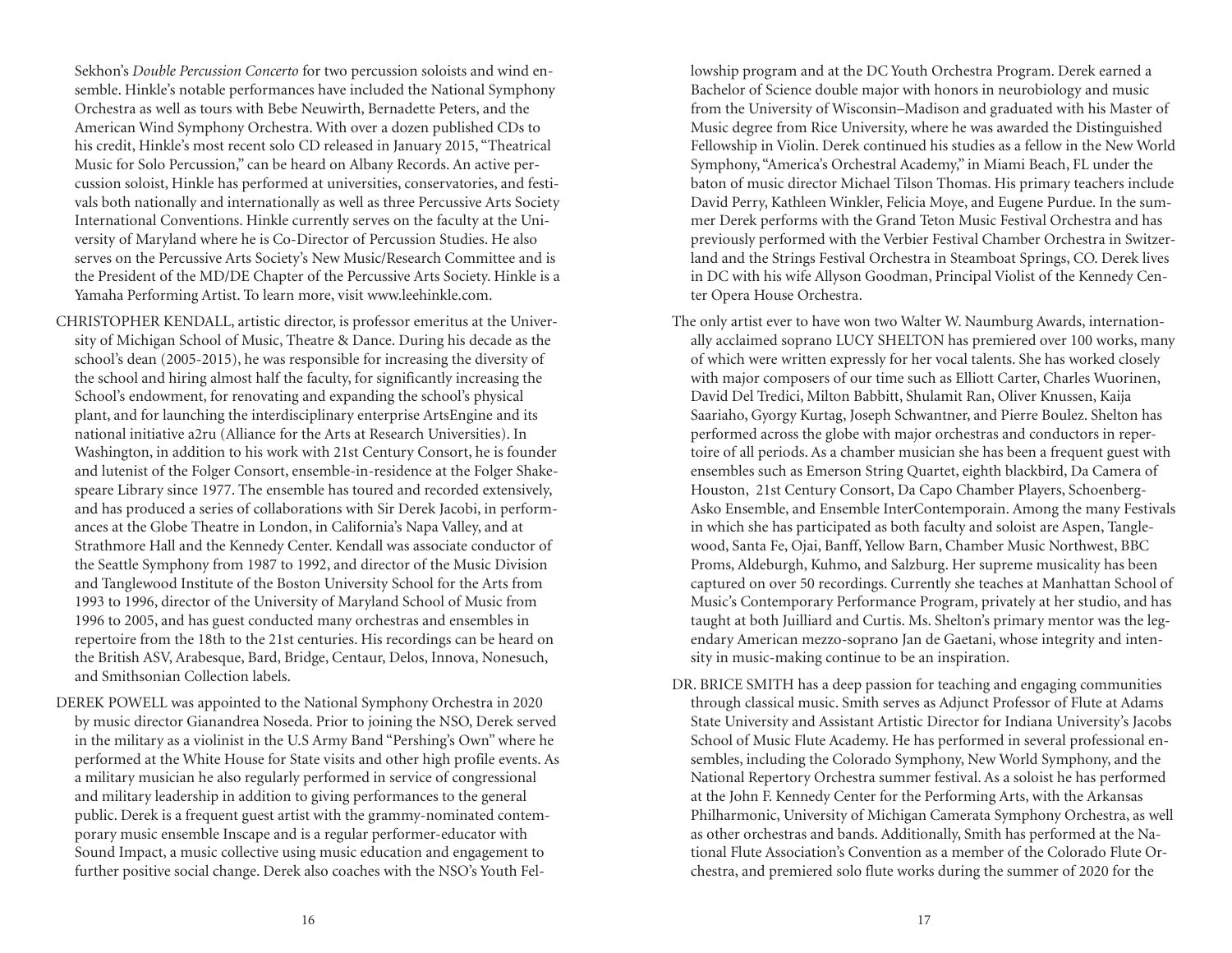Sekhon's *Double Percussion Concerto* for two percussion soloists and wind ensemble. Hinkle's notable performances have included the National Symphony Orchestra as well as tours with Bebe Neuwirth, Bernadette Peters, and the American Wind Symphony Orchestra. With over a dozen published CDs to his credit, Hinkle's most recent solo CD released in January 2015, "Theatrical Music for Solo Percussion," can be heard on Albany Records. An active percussion soloist, Hinkle has performed at universities, conservatories, and festivals both nationally and internationally as well as three Percussive Arts Society International Conventions. Hinkle currently serves on the faculty at the University of Maryland where he is Co-Director of Percussion Studies. He also serves on the Percussive Arts Society's New Music/Research Committee and is the President of the MD/DE Chapter of the Percussive Arts Society. Hinkle is a Yamaha Performing Artist. To learn more, visit www.leehinkle.com.

CHRISTOPHER KENDALL, artistic director, is professor emeritus at the University of Michigan School of Music, Theatre & Dance. During his decade as the school's dean (2005-2015), he was responsible for increasing the diversity of the school and hiring almost half the faculty, for significantly increasing the School's endowment, for renovating and expanding the school's physical plant, and for launching the interdisciplinary enterprise ArtsEngine and its national initiative a2ru (Alliance for the Arts at Research Universities). In Washington, in addition to his work with 21st Century Consort, he is founder and lutenist of the Folger Consort, ensemble-in-residence at the Folger Shakespeare Library since 1977. The ensemble has toured and recorded extensively, and has produced a series of collaborations with Sir Derek Jacobi, in performances at the Globe Theatre in London, in California's Napa Valley, and at Strathmore Hall and the Kennedy Center. Kendall was associate conductor of the Seattle Symphony from 1987 to 1992, and director of the Music Division and Tanglewood Institute of the Boston University School for the Arts from 1993 to 1996, director of the University of Maryland School of Music from 1996 to 2005, and has guest conducted many orchestras and ensembles in repertoire from the 18th to the 21st centuries. His recordings can be heard on the British ASV, Arabesque, Bard, Bridge, Centaur, Delos, Innova, Nonesuch, and Smithsonian Collection labels.

DEREK POWELL was appointed to the National Symphony Orchestra in 2020 by music director Gianandrea Noseda. Prior to joining the NSO, Derek served in the military as a violinist in the U.S Army Band "Pershing's Own" where he performed at the White House for State visits and other high profile events. As a military musician he also regularly performed in service of congressional and military leadership in addition to giving performances to the general public. Derek is a frequent guest artist with the grammy-nominated contemporary music ensemble Inscape and is a regular performer-educator with Sound Impact, a music collective using music education and engagement to further positive social change. Derek also coaches with the NSO's Youth Fellowship program and at the DC Youth Orchestra Program. Derek earned a Bachelor of Science double major with honors in neurobiology and music from the University of Wisconsin–Madison and graduated with his Master of Music degree from Rice University, where he was awarded the Distinguished Fellowship in Violin. Derek continued his studies as a fellow in the New World Symphony, "America's Orchestral Academy," in Miami Beach, FL under the baton of music director Michael Tilson Thomas. His primary teachers include David Perry, Kathleen Winkler, Felicia Moye, and Eugene Purdue. In the summer Derek performs with the Grand Teton Music Festival Orchestra and has previously performed with the Verbier Festival Chamber Orchestra in Switzerland and the Strings Festival Orchestra in Steamboat Springs, CO. Derek lives in DC with his wife Allyson Goodman, Principal Violist of the Kennedy Center Opera House Orchestra.

The only artist ever to have won two Walter W. Naumburg Awards, internationally acclaimed soprano LUCY SHELTON has premiered over 100 works, many of which were written expressly for her vocal talents. She has worked closely with major composers of our time such as Elliott Carter, Charles Wuorinen, David Del Tredici, Milton Babbitt, Shulamit Ran, Oliver Knussen, Kaija Saariaho, Gyorgy Kurtag, Joseph Schwantner, and Pierre Boulez. Shelton has performed across the globe with major orchestras and conductors in repertoire of all periods. As a chamber musician she has been a frequent guest with ensembles such as Emerson String Quartet, eighth blackbird, Da Camera of Houston, 21st Century Consort, Da Capo Chamber Players, Schoenberg-Asko Ensemble, and Ensemble InterContemporain. Among the many Festivals in which she has participated as both faculty and soloist are Aspen, Tanglewood, Santa Fe, Ojai, Banff, Yellow Barn, Chamber Music Northwest, BBC Proms, Aldeburgh, Kuhmo, and Salzburg. Her supreme musicality has been captured on over 50 recordings. Currently she teaches at Manhattan School of Music's Contemporary Performance Program, privately at her studio, and has taught at both Juilliard and Curtis. Ms. Shelton's primary mentor was the legendary American mezzo-soprano Jan de Gaetani, whose integrity and intensity in music-making continue to be an inspiration.

DR. BRICE SMITH has a deep passion for teaching and engaging communities through classical music. Smith serves as Adjunct Professor of Flute at Adams State University and Assistant Artistic Director for Indiana University's Jacobs School of Music Flute Academy. He has performed in several professional ensembles, including the Colorado Symphony, New World Symphony, and the National Repertory Orchestra summer festival. As a soloist he has performed at the John F. Kennedy Center for the Performing Arts, with the Arkansas Philharmonic, University of Michigan Camerata Symphony Orchestra, as well as other orchestras and bands. Additionally, Smith has performed at the National Flute Association's Convention as a member of the Colorado Flute Orchestra, and premiered solo flute works during the summer of 2020 for the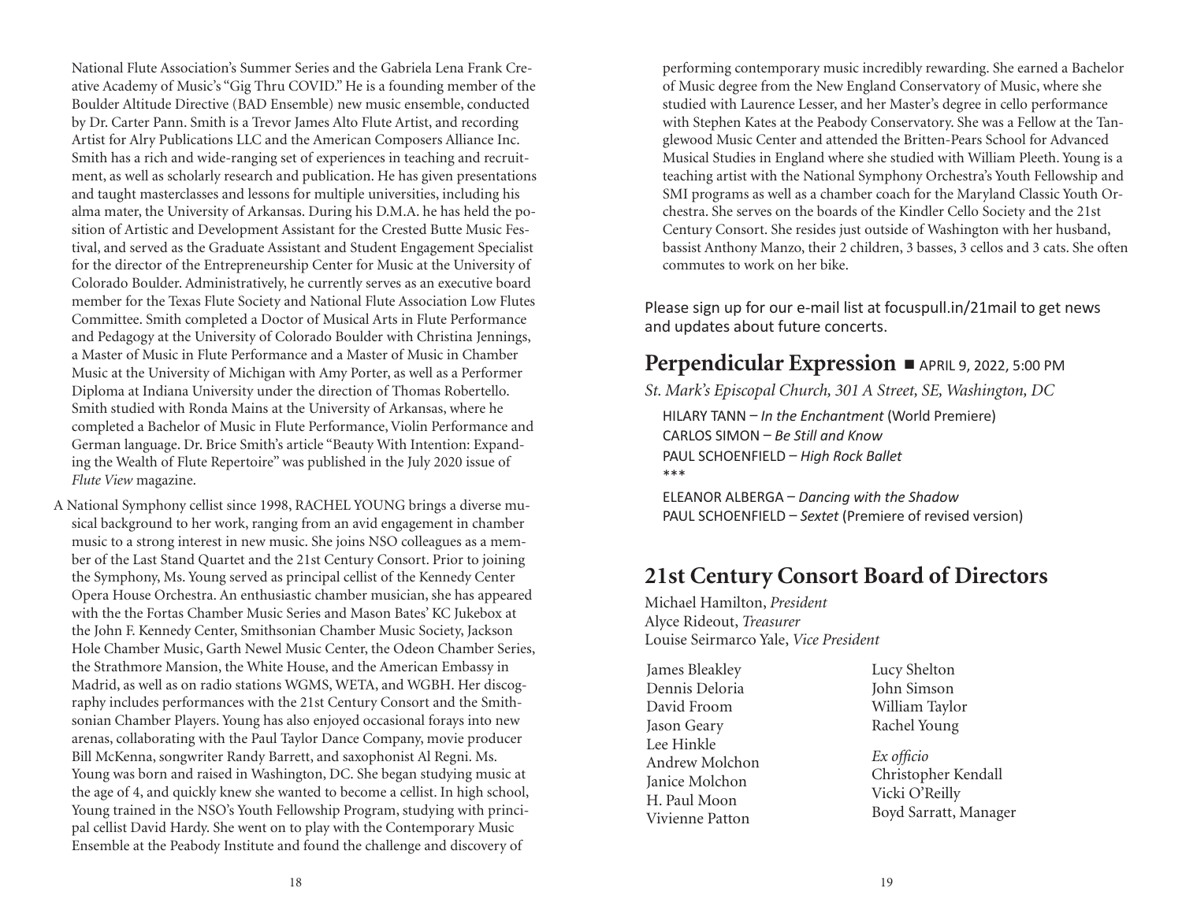National Flute Association's Summer Series and the Gabriela Lena Frank Creative Academy of Music's "Gig Thru COVID." He is a founding member of the Boulder Altitude Directive (BAD Ensemble) new music ensemble, conducted by Dr. Carter Pann. Smith is a Trevor James Alto Flute Artist, and recording Artist for Alry Publications LLC and the American Composers Alliance Inc. Smith has a rich and wide-ranging set of experiences in teaching and recruitment, as well as scholarly research and publication. He has given presentations and taught masterclasses and lessons for multiple universities, including his alma mater, the University of Arkansas. During his D.M.A. he has held the position of Artistic and Development Assistant for the Crested Butte Music Festival, and served as the Graduate Assistant and Student Engagement Specialist for the director of the Entrepreneurship Center for Music at the University of Colorado Boulder. Administratively, he currently serves as an executive board member for the Texas Flute Society and National Flute Association Low Flutes Committee. Smith completed a Doctor of Musical Arts in Flute Performance and Pedagogy at the University of Colorado Boulder with Christina Jennings, a Master of Music in Flute Performance and a Master of Music in Chamber Music at the University of Michigan with Amy Porter, as well as a Performer Diploma at Indiana University under the direction of Thomas Robertello. Smith studied with Ronda Mains at the University of Arkansas, where he completed a Bachelor of Music in Flute Performance, Violin Performance and German language. Dr. Brice Smith's article "Beauty With Intention: Expanding the Wealth of Flute Repertoire" was published in the July 2020 issue of *Flute View* magazine.

A National Symphony cellist since 1998, RACHEL YOUNG brings a diverse musical background to her work, ranging from an avid engagement in chamber music to a strong interest in new music. She joins NSO colleagues as a member of the Last Stand Quartet and the 21st Century Consort. Prior to joining the Symphony, Ms. Young served as principal cellist of the Kennedy Center Opera House Orchestra. An enthusiastic chamber musician, she has appeared with the the Fortas Chamber Music Series and Mason Bates' KC Jukebox at the John F. Kennedy Center, Smithsonian Chamber Music Society, Jackson Hole Chamber Music, Garth Newel Music Center, the Odeon Chamber Series, the Strathmore Mansion, the White House, and the American Embassy in Madrid, as well as on radio stations WGMS, WETA, and WGBH. Her discography includes performances with the 21st Century Consort and the Smithsonian Chamber Players. Young has also enjoyed occasional forays into new arenas, collaborating with the Paul Taylor Dance Company, movie producer Bill McKenna, songwriter Randy Barrett, and saxophonist Al Regni. Ms. Young was born and raised in Washington, DC. She began studying music at the age of 4, and quickly knew she wanted to become a cellist. In high school, Young trained in the NSO's Youth Fellowship Program, studying with principal cellist David Hardy. She went on to play with the Contemporary Music Ensemble at the Peabody Institute and found the challenge and discovery of performing contemporary music incredibly rewarding. She earned a Bachelor of Music degree from the New England Conservatory of Music, where she studied with Laurence Lesser, and her Master's degree in cello performance with Stephen Kates at the Peabody Conservatory. She was a Fellow at the Tanglewood Music Center and attended the Britten-Pears School for Advanced Musical Studies in England where she studied with William Pleeth. Young is a teaching artist with the National Symphony Orchestra's Youth Fellowship and SMI programs as well as a chamber coach for the Maryland Classic Youth Orchestra. She serves on the boards of the Kindler Cello Society and the 21st Century Consort. She resides just outside of Washington with her husband, bassist Anthony Manzo, their 2 children, 3 basses, 3 cellos and 3 cats. She often commutes to work on her bike.

Please sign up for our e-mail list at focuspull.in/21mail to get news and updates about future concerts.

## Perpendicular Expression ■ APRIL 9, 2022, 5:00 PM

*St. Mark's Episcopal Church, 301 A Street, SE, Washington, DC*

HILARY TANN – *In the Enchantment* (World Premiere)
CARLOS SIMON – *Be Still and Know*
PAUL SCHOENFIELD – *High Rock Ballet*
***
ELEANOR ALBERGA – *Dancing with the Shadow*
PAUL SCHOENFIELD – *Sextet* (Premiere of revised version)

## 21st Century Consort Board of Directors

Michael Hamilton, *President*
Alyce Rideout, *Treasurer*
Louise Seirmarco Yale, *Vice President*

James Bleakley
Dennis Deloria
David Froom
Jason Geary
Lee Hinkle
Andrew Molchon
Janice Molchon
H. Paul Moon
Vivienne Patton
Lucy Shelton
John Simson
William Taylor
Rachel Young

*Ex officio*
Christopher Kendall
Vicki O'Reilly
Boyd Sarratt, Manager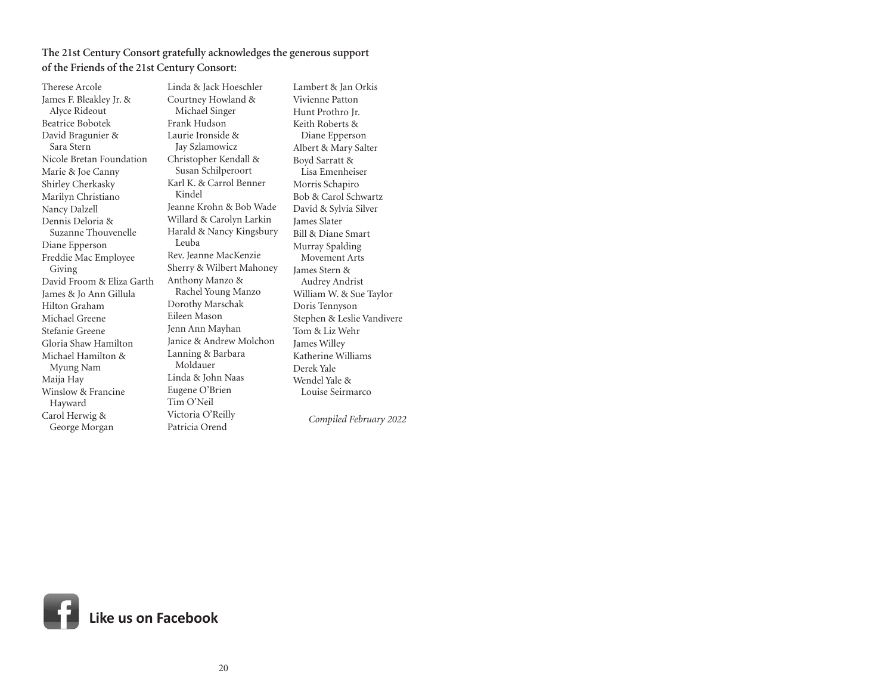**The 21st Century Consort gratefully acknowledges the generous support of the Friends of the 21st Century Consort:**

Therese Arcole
James F. Bleakley Jr. & Alyce Rideout
Beatrice Bobotek
David Bragunier & Sara Stern
Nicole Bretan Foundation
Marie & Joe Canny
Shirley Cherkasky
Marilyn Christiano
Nancy Dalzell
Dennis Deloria & Suzanne Thouvenelle
Diane Epperson
Freddie Mac Employee Giving
David Froom & Eliza Garth
James & Jo Ann Gillula
Hilton Graham
Michael Greene
Stefanie Greene
Gloria Shaw Hamilton
Michael Hamilton & Myung Nam
Maija Hay
Winslow & Francine Hayward
Carol Herwig & George Morgan
Linda & Jack Hoeschler
Courtney Howland & Michael Singer
Frank Hudson
Laurie Ironside & Jay Szlamowicz
Christopher Kendall & Susan Schilperoort
Karl K. & Carrol Benner Kindel
Jeanne Krohn & Bob Wade
Willard & Carolyn Larkin
Harald & Nancy Kingsbury Leuba
Rev. Jeanne MacKenzie
Sherry & Wilbert Mahoney
Anthony Manzo & Rachel Young Manzo
Dorothy Marschak
Eileen Mason
Jenn Ann Mayhan
Janice & Andrew Molchon
Lanning & Barbara Moldauer
Linda & John Naas
Eugene O'Brien
Tim O'Neil
Victoria O'Reilly
Patricia Orend
Lambert & Jan Orkis
Vivienne Patton
Hunt Prothro Jr.
Keith Roberts & Diane Epperson
Albert & Mary Salter
Boyd Sarratt & Lisa Emenheiser
Morris Schapiro
Bob & Carol Schwartz
David & Sylvia Silver
James Slater
Bill & Diane Smart
Murray Spalding Movement Arts
James Stern & Audrey Andrist
William W. & Sue Taylor
Doris Tennyson
Stephen & Leslie Vandivere
Tom & Liz Wehr
James Willey
Katherine Williams
Derek Yale
Wendel Yale & Louise Seirmarco

*Compiled February 2022*

**Like us on Facebook**